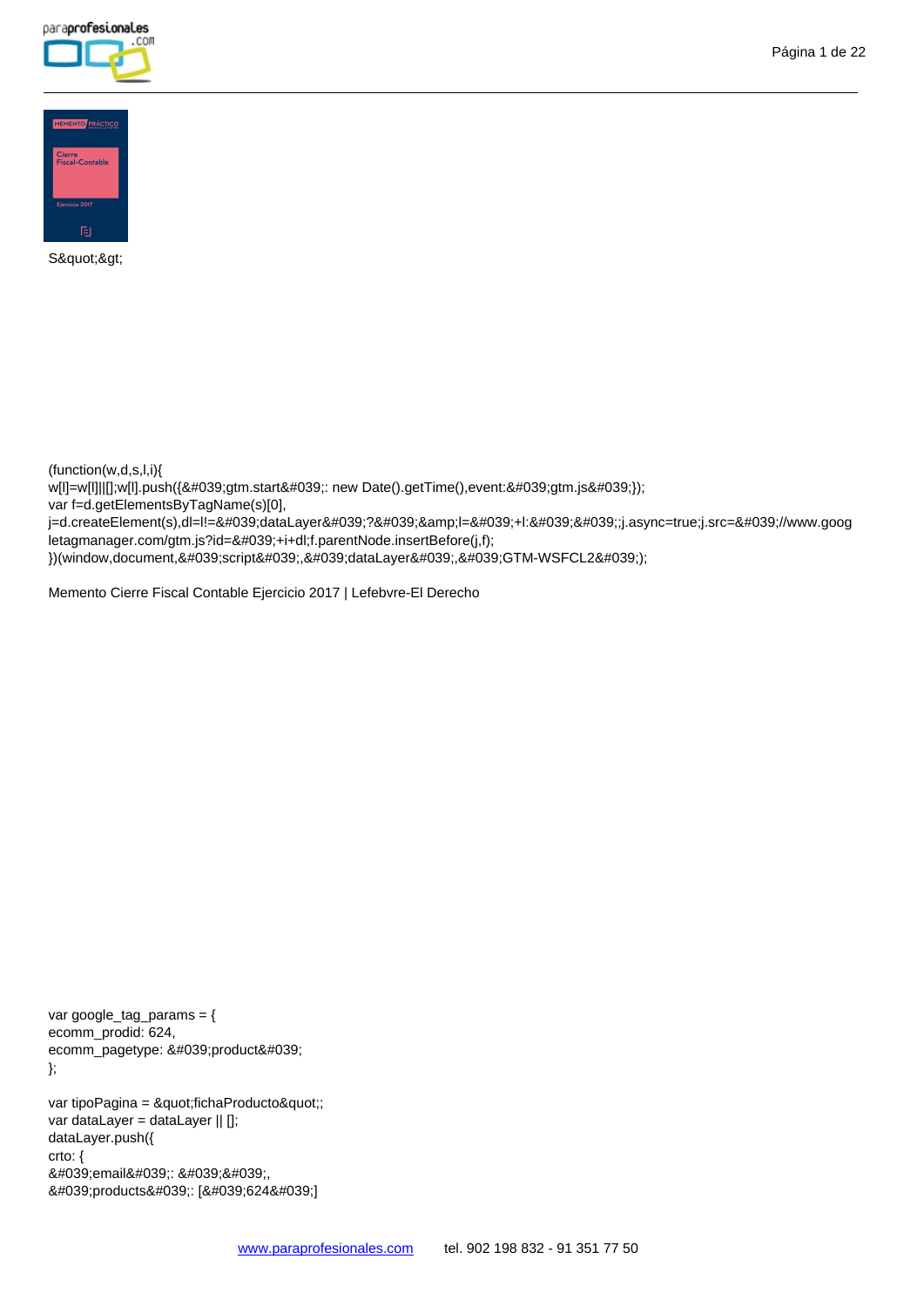S&quot;&gt;

```
(function(w,d,s,l,i){
w[l]=w[l]||[];w[l].push({&#039;gtm.start&#039;: new Date().getTime(),event:&#039;gtm.js&#039;});
var f=d.getElementsByTagName(s)[0],
j=d.createElement(s),dl=l!=&#039;dataLayer&#039;?&#039;&amp;l=&#039;+l:&#039;&#039;;j.async=true;j.src=&#039;//www.googletagmanager.com/gtm.js?id=&#039;+i+dl;f.parentNode.insertBefore(j,f);
})(window,document,&#039;script&#039;,&#039;dataLayer&#039;,&#039;GTM-WSFCL2&#039;);
```

Memento Cierre Fiscal Contable Ejercicio 2017 | Lefebvre-El Derecho

```
var google_tag_params = {
ecomm_prodid: 624,
ecomm_pagetype: &#039;product&#039;
};

var tipoPagina = &quot;fichaProducto&quot;;
var dataLayer = dataLayer || [];
dataLayer.push({
crto: {
&#039;email&#039;: &#039;&#039;,
&#039;products&#039;: [&#039;624&#039;]
```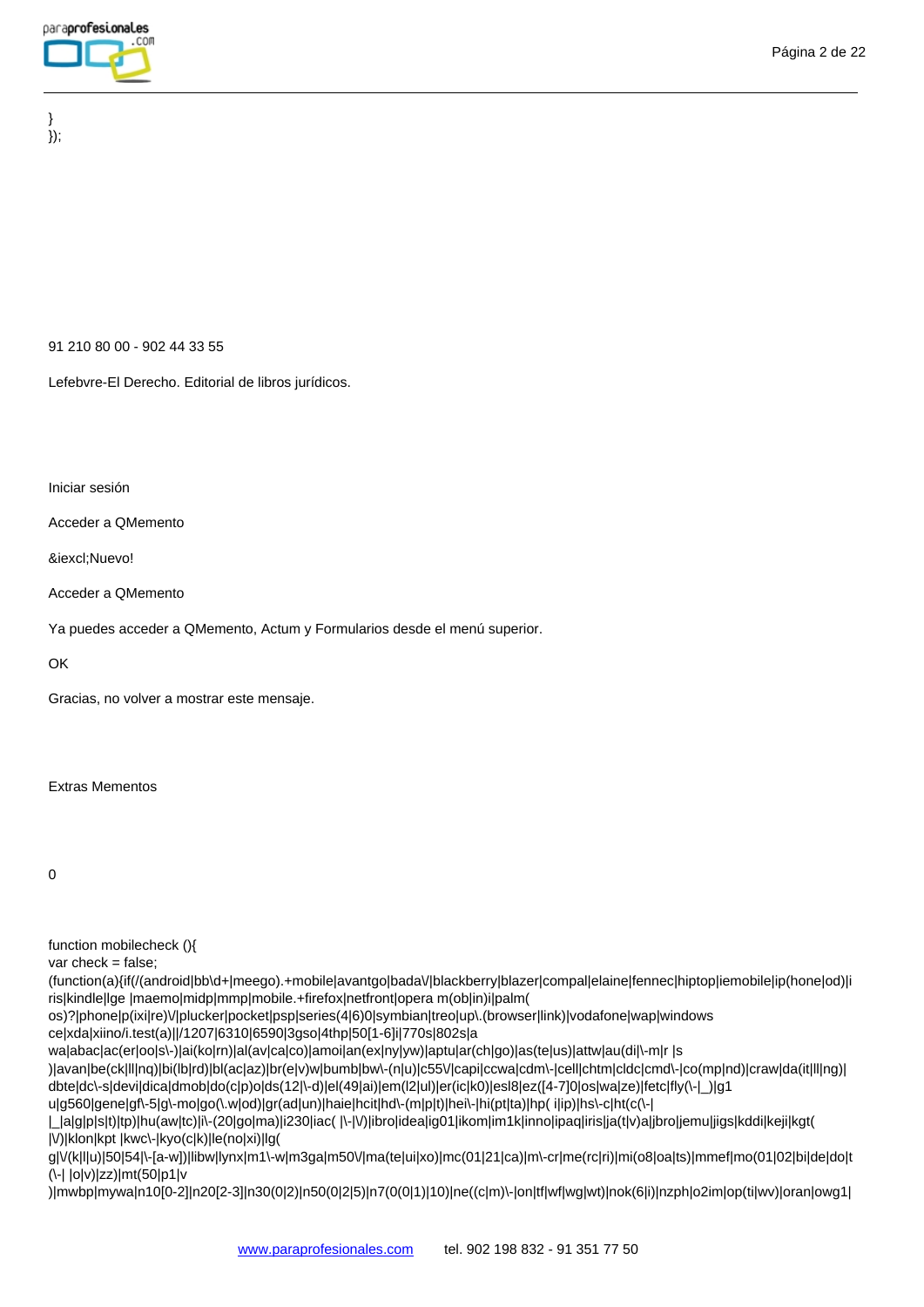```
}
});
```

91 210 80 00 - 902 44 33 55

Lefebvre-El Derecho. Editorial de libros jurídicos.

Iniciar sesión

Acceder a QMemento

&iexcl;Nuevo!

Acceder a QMemento

Ya puedes acceder a QMemento, Actum y Formularios desde el menú superior.

OK

Gracias, no volver a mostrar este mensaje.

Extras Mementos

0

```
function mobilecheck (){
var check = false;
(function(a){if(/(android|bb\d+|meego).+mobile|avantgo|bada\/|blackberry|blazer|compal|elaine|fennec|hiptop|iemobile|ip(hone|od)|iris|kindle|lge |maemo|midp|mmp|mobile.+firefox|netfront|opera m(ob|in)i|palm( os)?|phone|p(ixi|re)\/|plucker|pocket|psp|series(4|6)0|symbian|treo|up\.(browser|link)|vodafone|wap|windows ce|xda|xiino/i.test(a)||/1207|6310|6590|3gso|4thp|50[1-6]i|770s|802s|a wa|abac|ac(er|oo|s\-)|ai(ko|rn)|al(av|ca|co)|amoi|an(ex|ny|yw)|aptu|ar(ch|go)|as(te|us)|attw|au(di|\-m|r |s )|avan|be(ck|ll|nq)|bi(lb|rd)|bl(ac|az)|br(e|v)w|bumb|bw\-(n|u)|c55\/|capi|ccwa|cdm\-|cell|chtm|cldc|cmd\-|co(mp|nd)|craw|da(it|ll|ng)|dbte|dc\-s|devi|dica|dmob|do(c|p)o|ds(12|\-d)|el(49|ai)|em(l2|ul)|er(ic|k0)|esl8|ez([4-7]0|os|wa|ze)|fetc|fly(\-|_)|g1 u|g560|gene|gf\-5|g\-mo|go(\.w|od)|gr(ad|un)|haie|hcit|hd\-(m|p|t)|hei\-|hi(pt|ta)|hp( i|ip)|hs\-c|ht(c(\-| |_|a|g|p|s|t)|tp)|hu(aw|tc)|i\-(20|go|ma)|i230|iac( |\-|\/)|ibro|idea|ig01|ikom|im1k|inno|ipaq|iris|ja(t|v)a|jbro|jemu|jigs|kddi|keji|kgt( |\/)|klon|kpt |kwc\-|kyo(c|k)|le(no|xi)|lg( g|\/(k|l|u)|50|54|\-[a-w])|libw|lynx|m1\-w|m3ga|m50\/|ma(te|ui|xo)|mc(01|21|ca)|m\-cr|me(rc|ri)|mi(o8|oa|ts)|mmef|mo(01|02|bi|de|do|t(\-| |o|v)|zz)|mt(50|p1|v )|mwbp|mywa|n10[0-2]|n20[2-3]|n30(0|2)|n50(0|2|5)|n7(0(0|1)|10)|ne((c|m)\-|on|tf|wf|wg|wt)|nok(6|i)|nzph|o2im|op(ti|wv)|oran|owg1|
```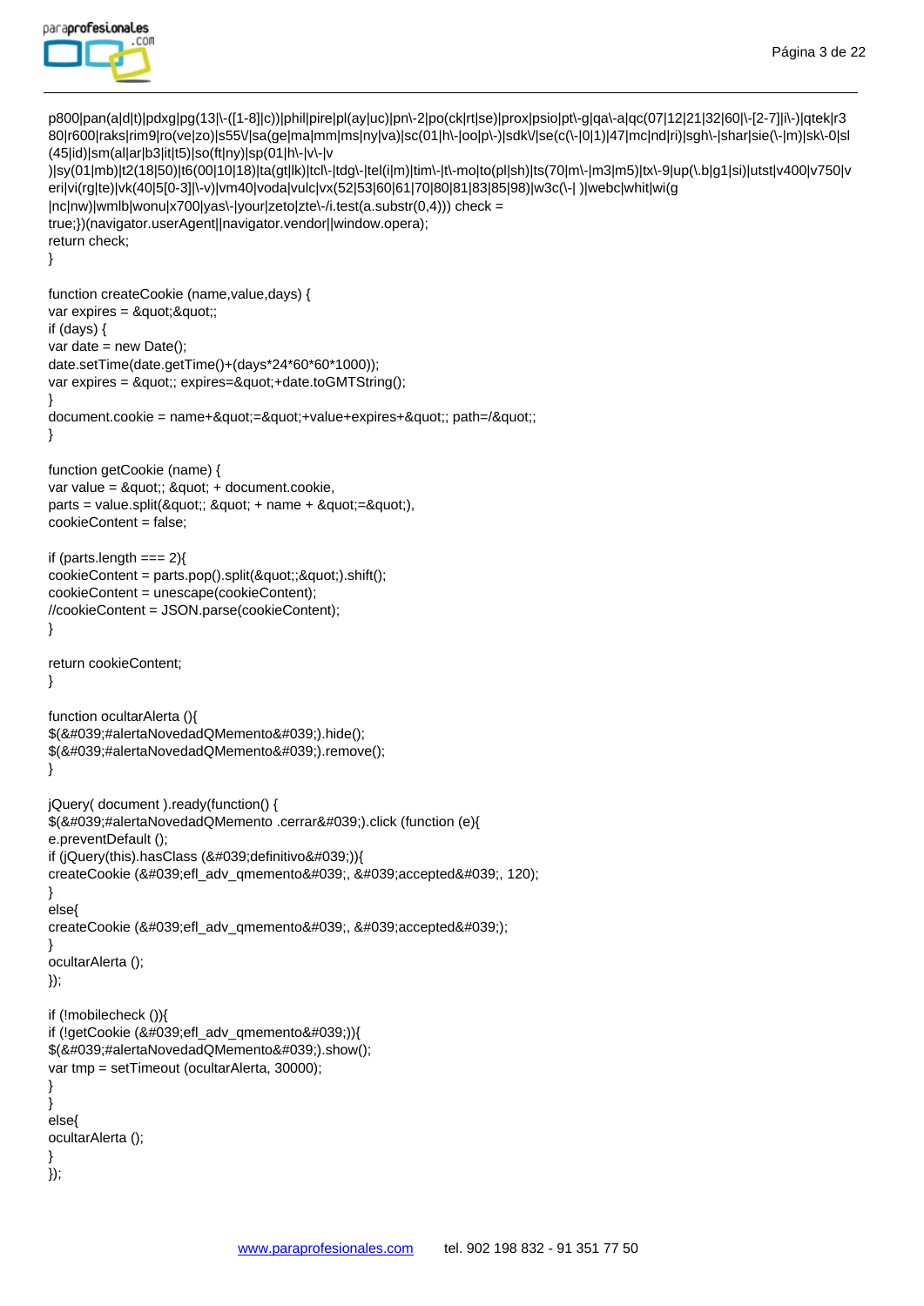```
p800|pan(a|d|t)|pdxg|pg(13|\-([1-8]|c))|phil|pire|pl(ay|uc)|pn\-2|po(ck|rt|se)|prox|psio|pt\-g|qa\-a|qc(07|12|21|32|60|\-[2-7]|i\-)|qtek|r3
80|r600|raks|rim9|ro(ve|zo)|s55\/|sa(ge|ma|mm|ms|ny|va)|sc(01|h\-|oo|p\-)|sdk\/|se(c(\-|0|1)|47|mc|nd|ri)|sgh\-|shar|sie(\-|m)|sk\-0|sl
(45|id)|sm(al|ar|b3|it|t5)|so(ft|ny)|sp(01|h\-|v\-|v
)|sy(01|mb)|t2(18|50)|t6(00|10|18)|ta(gt|lk)|tcl\-|tdg\-|tel(i|m)|tim\-|t\-mo|to(pl|sh)|ts(70|m\-|m3|m5)|tx\-9|up(\.b|g1|si)|utst|v400|v750|v
eri|vi(rg|te)|vk(40|5[0-3]|\-v)|vm40|voda|vulc|vx(52|53|60|61|70|80|81|83|85|98)|w3c(\-| )|webc|whit|wi(g
|nc|nw)|wmlb|wonu|x700|yas\-|your|zeto|zte\-/i.test(a.substr(0,4))) check =
true;})(navigator.userAgent||navigator.vendor||window.opera);
return check;
}

function createCookie (name,value,days) {
var expires = &quot;&quot;;
if (days) {
var date = new Date();
date.setTime(date.getTime()+(days*24*60*60*1000));
var expires = &quot;; expires=&quot;+date.toGMTString();
}
document.cookie = name+&quot;=&quot;+value+expires+&quot;; path=/&quot;;
}

function getCookie (name) {
var value = &quot;; &quot; + document.cookie,
parts = value.split(&quot;; &quot; + name + &quot;=&quot;),
cookieContent = false;

if (parts.length === 2){
cookieContent = parts.pop().split(&quot;;&quot;).shift();
cookieContent = unescape(cookieContent);
//cookieContent = JSON.parse(cookieContent);
}

return cookieContent;
}

function ocultarAlerta (){
$(&#039;#alertaNovedadQMemento&#039;).hide();
$(&#039;#alertaNovedadQMemento&#039;).remove();
}

jQuery( document ).ready(function() {
$(&#039;#alertaNovedadQMemento .cerrar&#039;).click (function (e){
e.preventDefault ();
if (jQuery(this).hasClass (&#039;definitivo&#039;)){
createCookie (&#039;efl_adv_qmemento&#039;, &#039;accepted&#039;, 120);
}
else{
createCookie (&#039;efl_adv_qmemento&#039;, &#039;accepted&#039;);
}
ocultarAlerta ();
});

if (!mobilecheck ()){
if (!getCookie (&#039;efl_adv_qmemento&#039;)){
$(&#039;#alertaNovedadQMemento&#039;).show();
var tmp = setTimeout (ocultarAlerta, 30000);
}
}
else{
ocultarAlerta ();
}
});
```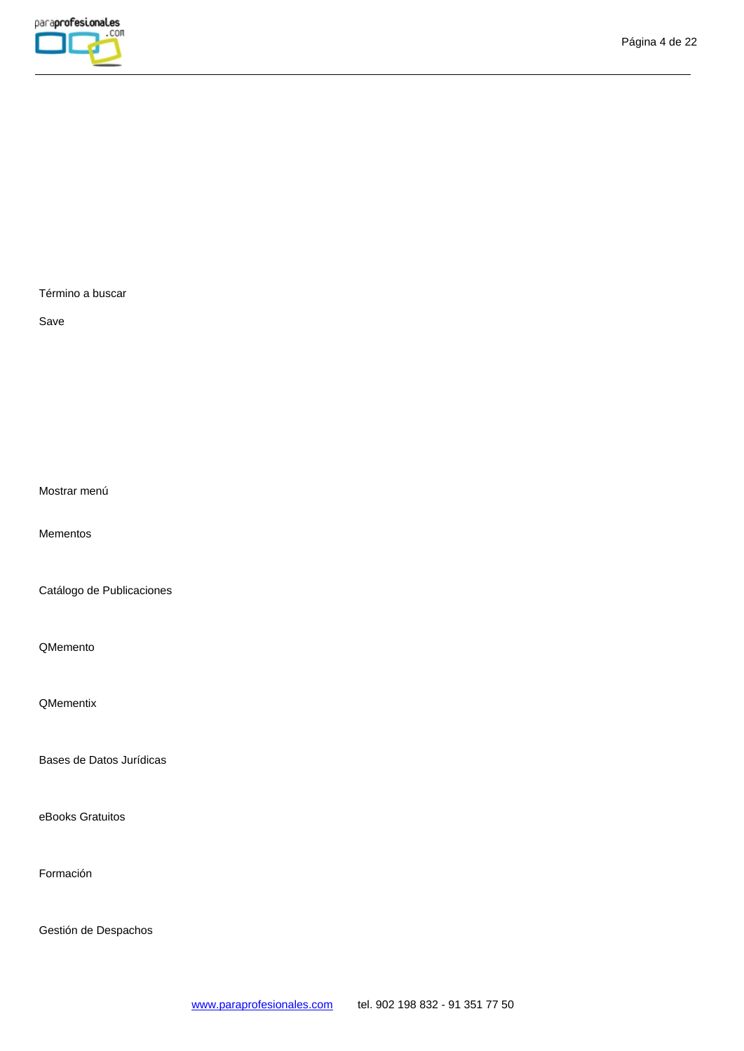Término a buscar

Save

Mostrar menú

Mementos

Catálogo de Publicaciones

QMemento

QMementix

Bases de Datos Jurídicas

eBooks Gratuitos

Formación

Gestión de Despachos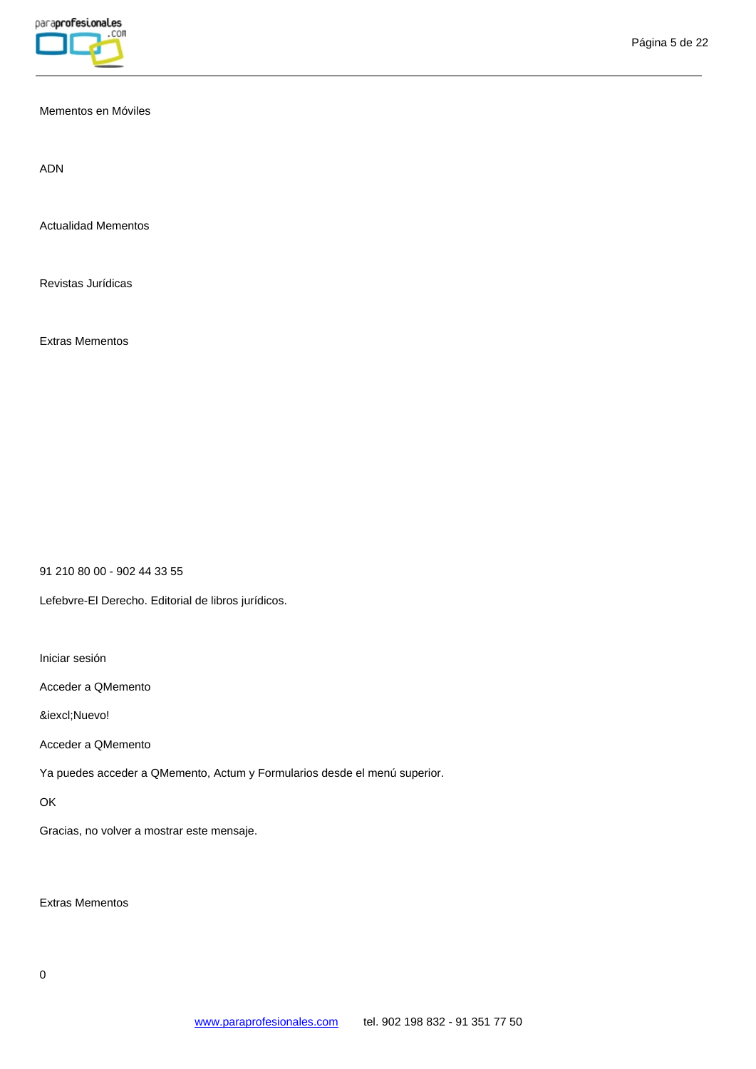Mementos en Móviles

ADN

Actualidad Mementos

Revistas Jurídicas

Extras Mementos

91 210 80 00 - 902 44 33 55

Lefebvre-El Derecho. Editorial de libros jurídicos.

Iniciar sesión

Acceder a QMemento

&iexcl;Nuevo!

Acceder a QMemento

Ya puedes acceder a QMemento, Actum y Formularios desde el menú superior.

OK

Gracias, no volver a mostrar este mensaje.

Extras Mementos

0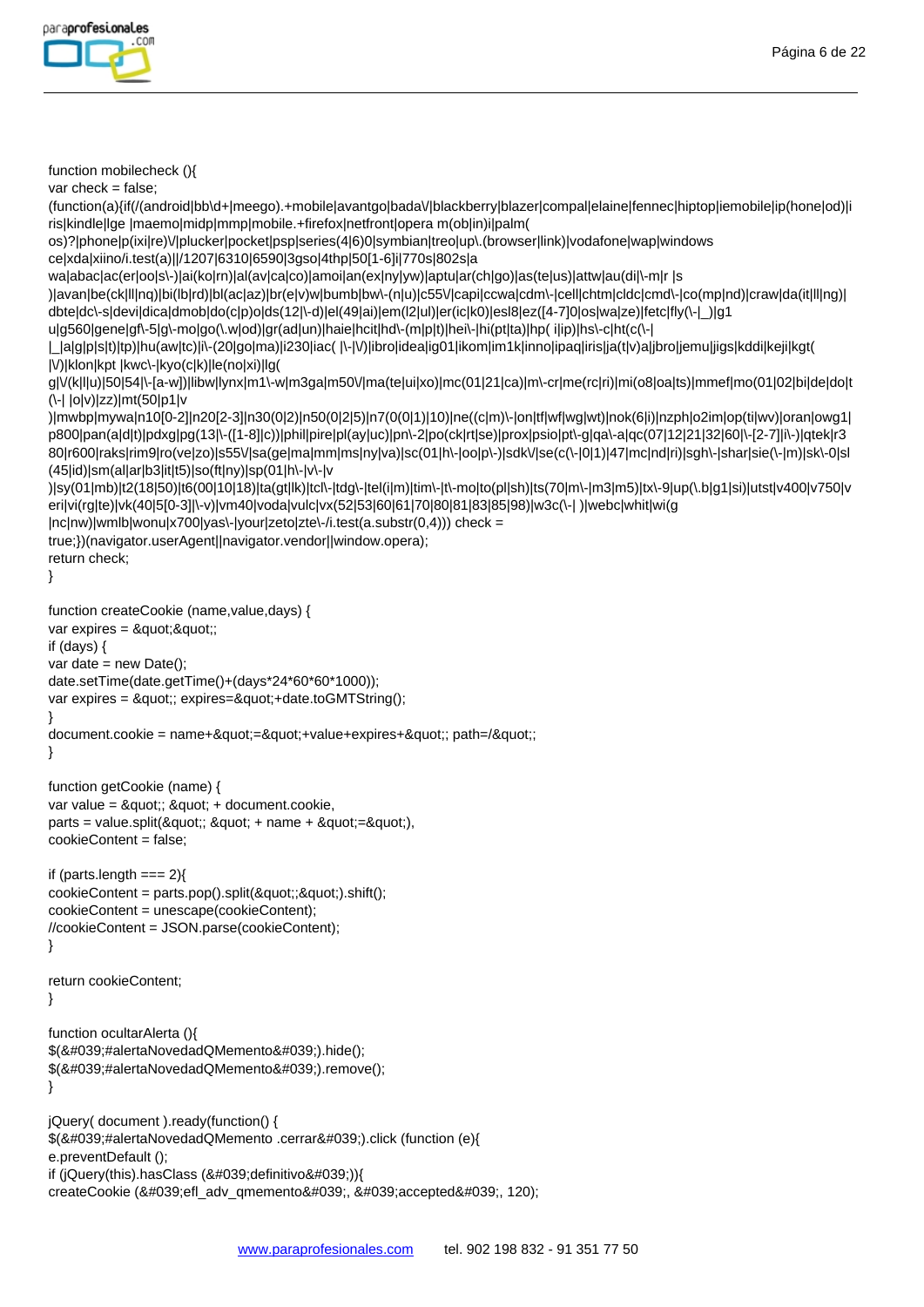```
function mobilecheck (){
var check = false;
(function(a){if(/(android|bb\d+|meego).+mobile|avantgo|bada\/|blackberry|blazer|compal|elaine|fennec|hiptop|iemobile|ip(hone|od)|iris|kindle|lge |maemo|midp|mmp|mobile.+firefox|netfront|opera m(ob|in)i|palm( os)?|phone|p(ixi|re)\/|plucker|pocket|psp|series(4|6)0|symbian|treo|up\.(browser|link)|vodafone|wap|windows ce|xda|xiino/i.test(a)||/1207|6310|6590|3gso|4thp|50[1-6]i|770s|802s|a wa|abac|ac(er|oo|s\-)|ai(ko|rn)|al(av|ca|co)|amoi|an(ex|ny|yw)|aptu|ar(ch|go)|as(te|us)|attw|au(di|\-m|r |s )|avan|be(ck|ll|nq)|bi(lb|rd)|bl(ac|az)|br(e|v)w|bumb|bw\-(n|u)|c55\/|capi|ccwa|cdm\-|cell|chtm|cldc|cmd\-|co(mp|nd)|craw|da(it|ll|ng)|dbte|dc\-s|devi|dica|dmob|do(c|p)o|ds(12|\-d)|el(49|ai)|em(l2|ul)|er(ic|k0)|esl8|ez([4-7]0|os|wa|ze)|fetc|fly(\-|_)|g1 u|g560|gene|gf\-5|g\-mo|go(\.w|od)|gr(ad|un)|haie|hcit|hd\-(m|p|t)|hei\-|hi(pt|ta)|hp( i|ip)|hs\-c|ht(c(\-| |_|a|g|p|s|t)|tp)|hu(aw|tc)|i\-(20|go|ma)|i230|iac( |\-|\/)|ibro|idea|ig01|ikom|im1k|inno|ipaq|iris|ja(t|v)a|jbro|jemu|jigs|kddi|keji|kgt( |\/)|klon|kpt |kwc\-|kyo(c|k)|le(no|xi)|lg( g|\/(k|l|u)|50|54|\-[a-w])|libw|lynx|m1\-w|m3ga|m50\/|ma(te|ui|xo)|mc(01|21|ca)|m\-cr|me(rc|ri)|mi(o8|oa|ts)|mmef|mo(01|02|bi|de|do|t(\-| |o|v)|zz)|mt(50|p1|v )|mwbp|mywa|n10[0-2]|n20[2-3]|n30(0|2)|n50(0|2|5)|n7(0(0|1)|10)|ne((c|m)\-|on|tf|wf|wg|wt)|nok(6|i)|nzph|o2im|op(ti|wv)|oran|owg1|p800|pan(a|d|t)|pdxg|pg(13|\-([1-8]|c))|phil|pire|pl(ay|uc)|pn\-2|po(ck|rt|se)|prox|psio|pt\-g|qa\-a|qc(07|12|21|32|60|\-[2-7]|i\-)|qtek|r380|r600|raks|rim9|ro(ve|zo)|s55\/|sa(ge|ma|mm|ms|ny|va)|sc(01|h\-|oo|p\-)|sdk\/|se(c(\-|0|1)|47|mc|nd|ri)|sgh\-|shar|sie(\-|m)|sk\-0|sl(45|id)|sm(al|ar|b3|it|t5)|so(ft|ny)|sp(01|h\-|v\-|v )|sy(01|mb)|t2(18|50)|t6(00|10|18)|ta(gt|lk)|tcl\-|tdg\-|tel(i|m)|tim\-|t\-mo|to(pl|sh)|ts(70|m\-|m3|m5)|tx\-9|up(\.b|g1|si)|utst|v400|v750|veri|vi(rg|te)|vk(40|5[0-3]|\-v)|vm40|voda|vulc|vx(52|53|60|61|70|80|81|83|85|98)|w3c(\-| )|webc|whit|wi(g |nc|nw)|wmlb|wonu|x700|yas\-|your|zeto|zte\-/i.test(a.substr(0,4))) check = true;})(navigator.userAgent||navigator.vendor||window.opera);
return check;
}

function createCookie (name,value,days) {
var expires = &quot;&quot;;
if (days) {
var date = new Date();
date.setTime(date.getTime()+(days*24*60*60*1000));
var expires = &quot;; expires=&quot;+date.toGMTString();
}
document.cookie = name+&quot;=&quot;+value+expires+&quot;; path=/&quot;;
}

function getCookie (name) {
var value = &quot;; &quot; + document.cookie,
parts = value.split(&quot;; &quot; + name + &quot;=&quot;),
cookieContent = false;

if (parts.length === 2){
cookieContent = parts.pop().split(&quot;;&quot;).shift();
cookieContent = unescape(cookieContent);
//cookieContent = JSON.parse(cookieContent);
}

return cookieContent;
}

function ocultarAlerta (){
$(&#039;#alertaNovedadQMemento&#039;).hide();
$(&#039;#alertaNovedadQMemento&#039;).remove();
}

jQuery( document ).ready(function() {
$(&#039;#alertaNovedadQMemento .cerrar&#039;).click (function (e){
e.preventDefault ();
if (jQuery(this).hasClass (&#039;definitivo&#039;)){
createCookie (&#039;efl_adv_qmemento&#039;, &#039;accepted&#039;, 120);
```

www.paraprofesionales.com tel. 902 198 832 - 91 351 77 50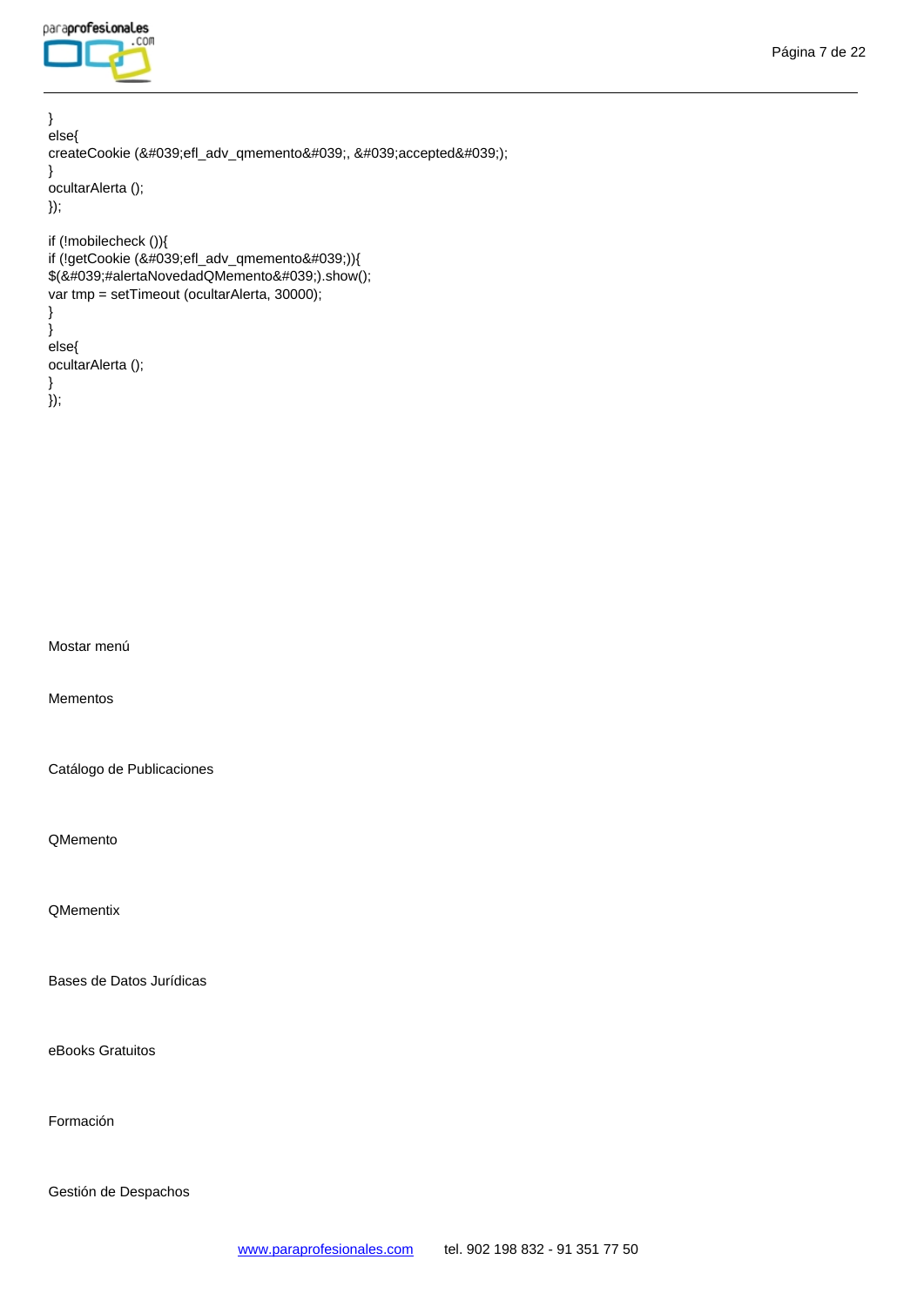```
}
else{
createCookie (&#039;efl_adv_qmemento&#039;, &#039;accepted&#039;);
}
ocultarAlerta ();
});

if (!mobilecheck ()){
if (!getCookie (&#039;efl_adv_qmemento&#039;)){
$(&#039;#alertaNovedadQMemento&#039;).show();
var tmp = setTimeout (ocultarAlerta, 30000);
}
}
else{
ocultarAlerta ();
}
});
```

Mostar menú

Mementos

Catálogo de Publicaciones

QMemento

QMementix

Bases de Datos Jurídicas

eBooks Gratuitos

Formación

Gestión de Despachos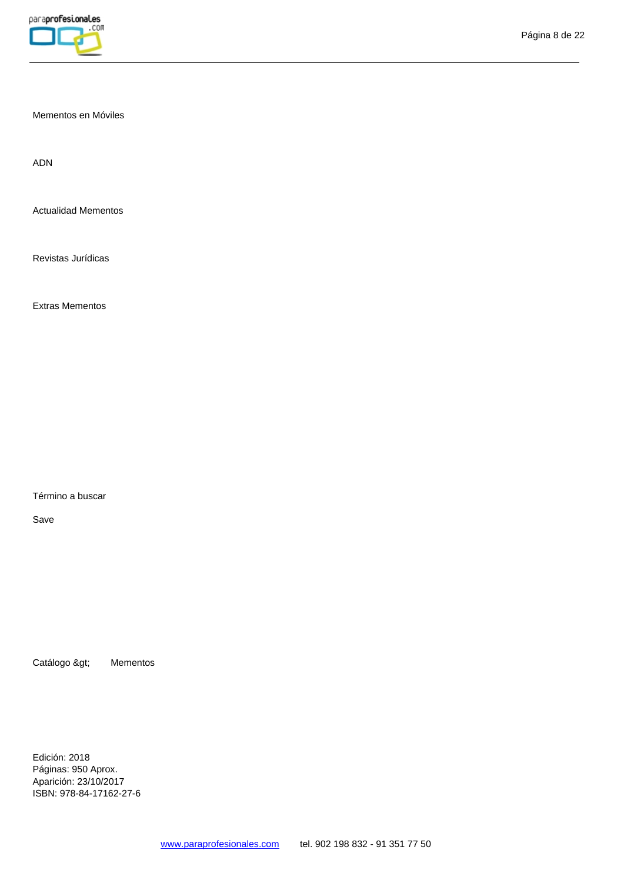Mementos en Móviles

ADN

Actualidad Mementos

Revistas Jurídicas

Extras Mementos

Término a buscar

Save

Catálogo &gt; Mementos

Edición: 2018
Páginas: 950 Aprox.
Aparición: 23/10/2017
ISBN: 978-84-17162-27-6

www.paraprofesionales.com tel. 902 198 832 - 91 351 77 50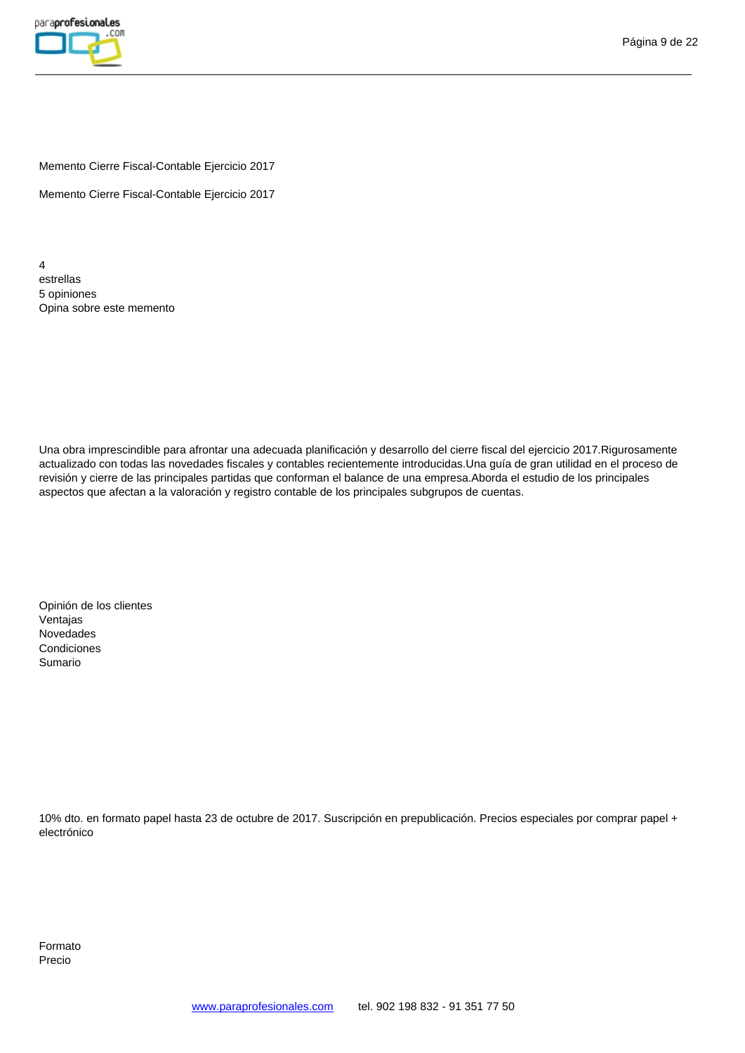Memento Cierre Fiscal-Contable Ejercicio 2017

Memento Cierre Fiscal-Contable Ejercicio 2017

4
estrellas
5 opiniones
Opina sobre este memento

Una obra imprescindible para afrontar una adecuada planificación y desarrollo del cierre fiscal del ejercicio 2017.Rigurosamente actualizado con todas las novedades fiscales y contables recientemente introducidas.Una guía de gran utilidad en el proceso de revisión y cierre de las principales partidas que conforman el balance de una empresa.Aborda el estudio de los principales aspectos que afectan a la valoración y registro contable de los principales subgrupos de cuentas.

Opinión de los clientes
Ventajas
Novedades
Condiciones
Sumario

10% dto. en formato papel hasta 23 de octubre de 2017. Suscripción en prepublicación. Precios especiales por comprar papel + electrónico

Formato
Precio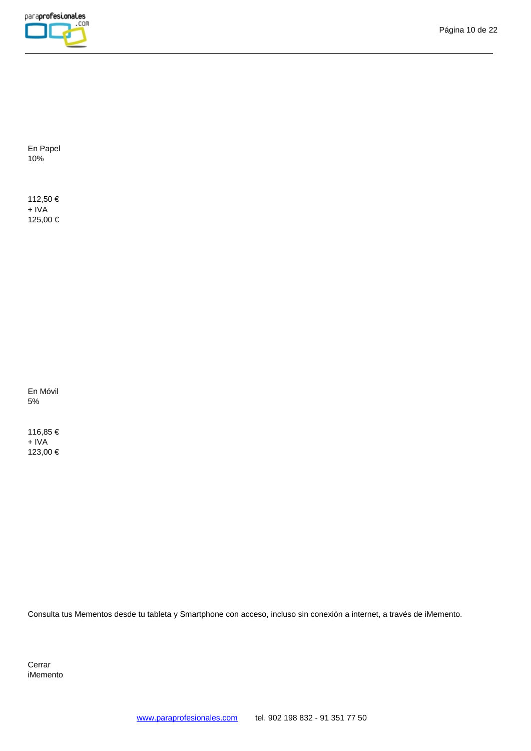En Papel
10%

112,50 €
+ IVA
125,00 €

En Móvil
5%

116,85 €
+ IVA
123,00 €

Consulta tus Mementos desde tu tableta y Smartphone con acceso, incluso sin conexión a internet, a través de iMemento.

Cerrar
iMemento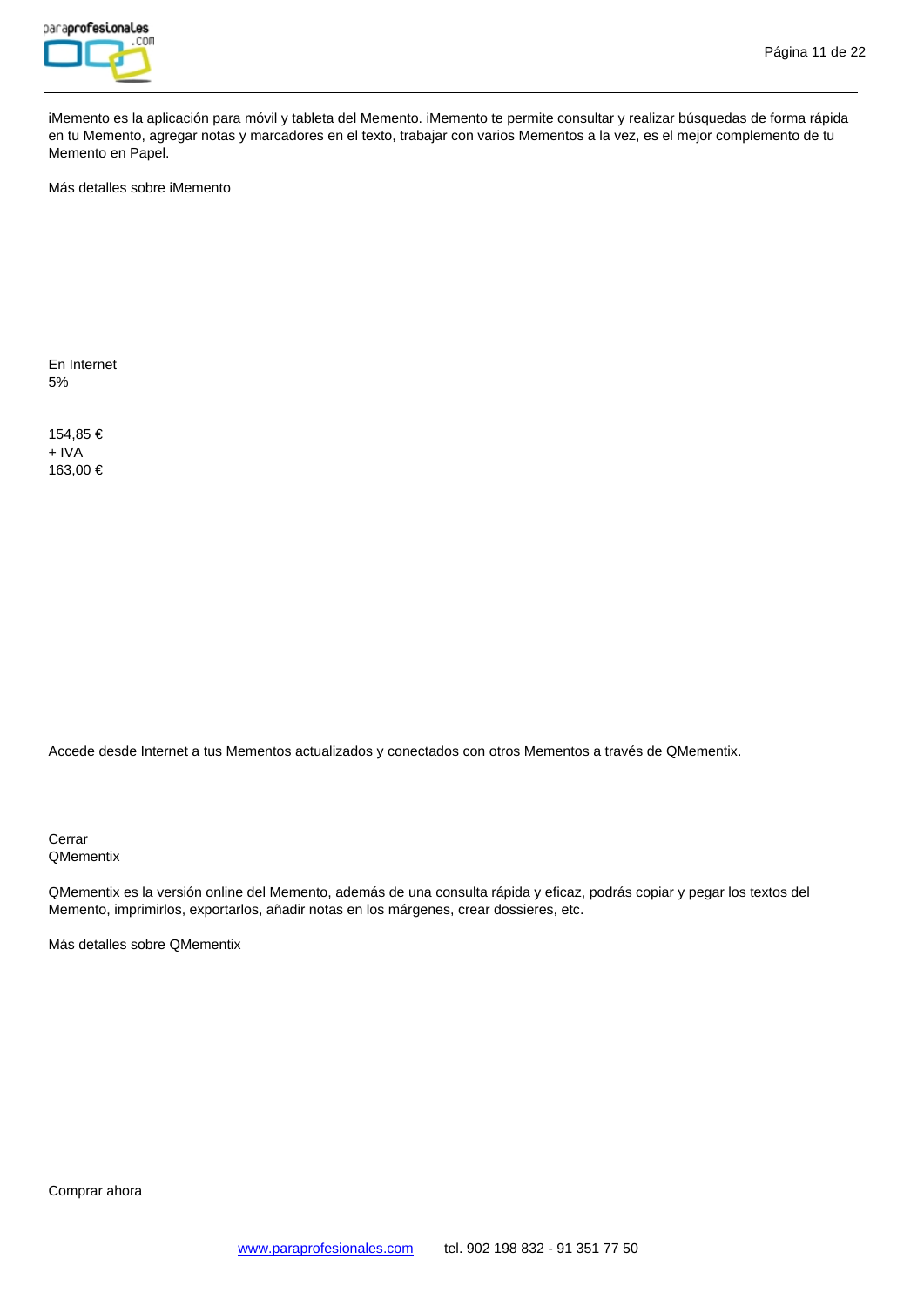iMemento es la aplicación para móvil y tableta del Memento. iMemento te permite consultar y realizar búsquedas de forma rápida en tu Memento, agregar notas y marcadores en el texto, trabajar con varios Mementos a la vez, es el mejor complemento de tu Memento en Papel.

Más detalles sobre iMemento

En Internet
5%

154,85 €
+ IVA
163,00 €

Accede desde Internet a tus Mementos actualizados y conectados con otros Mementos a través de QMementix.

Cerrar
QMementix

QMementix es la versión online del Memento, además de una consulta rápida y eficaz, podrás copiar y pegar los textos del Memento, imprimirlos, exportarlos, añadir notas en los márgenes, crear dossieres, etc.

Más detalles sobre QMementix

Comprar ahora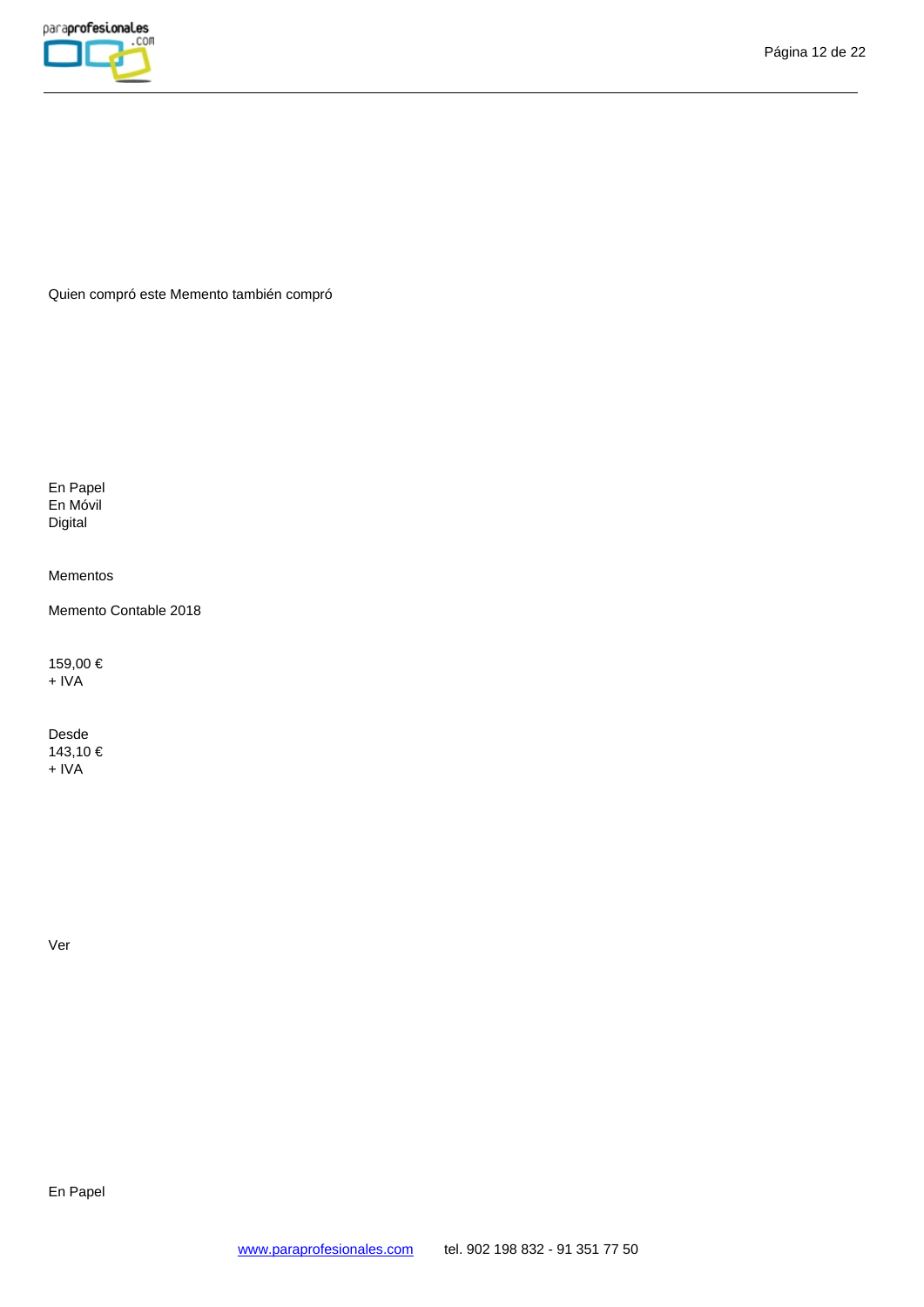Quien compró este Memento también compró

En Papel
En Móvil
Digital

Mementos

Memento Contable 2018

159,00 €
+ IVA

Desde
143,10 €
+ IVA

Ver

En Papel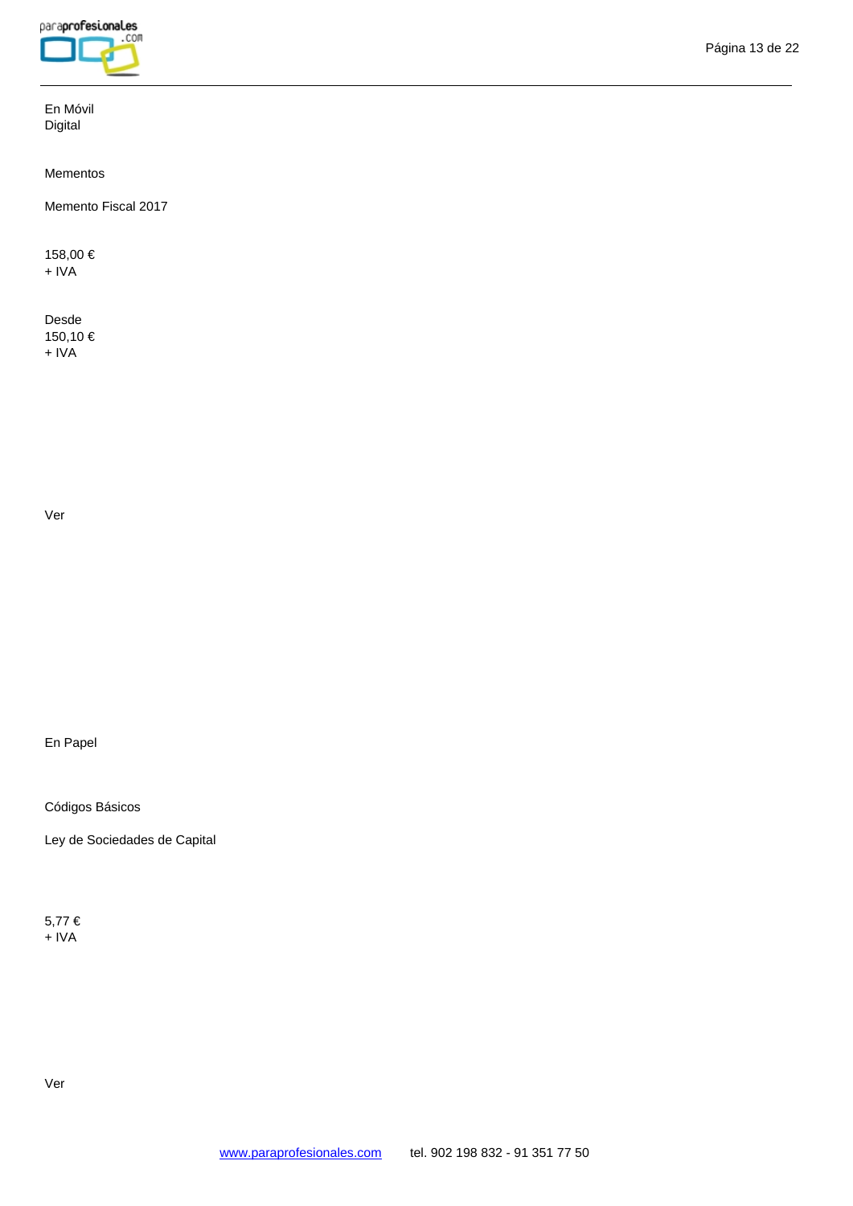En Móvil
Digital

Mementos

Memento Fiscal 2017

158,00 €
+ IVA

Desde
150,10 €
+ IVA

Ver

En Papel

Códigos Básicos

Ley de Sociedades de Capital

5,77 €
+ IVA

Ver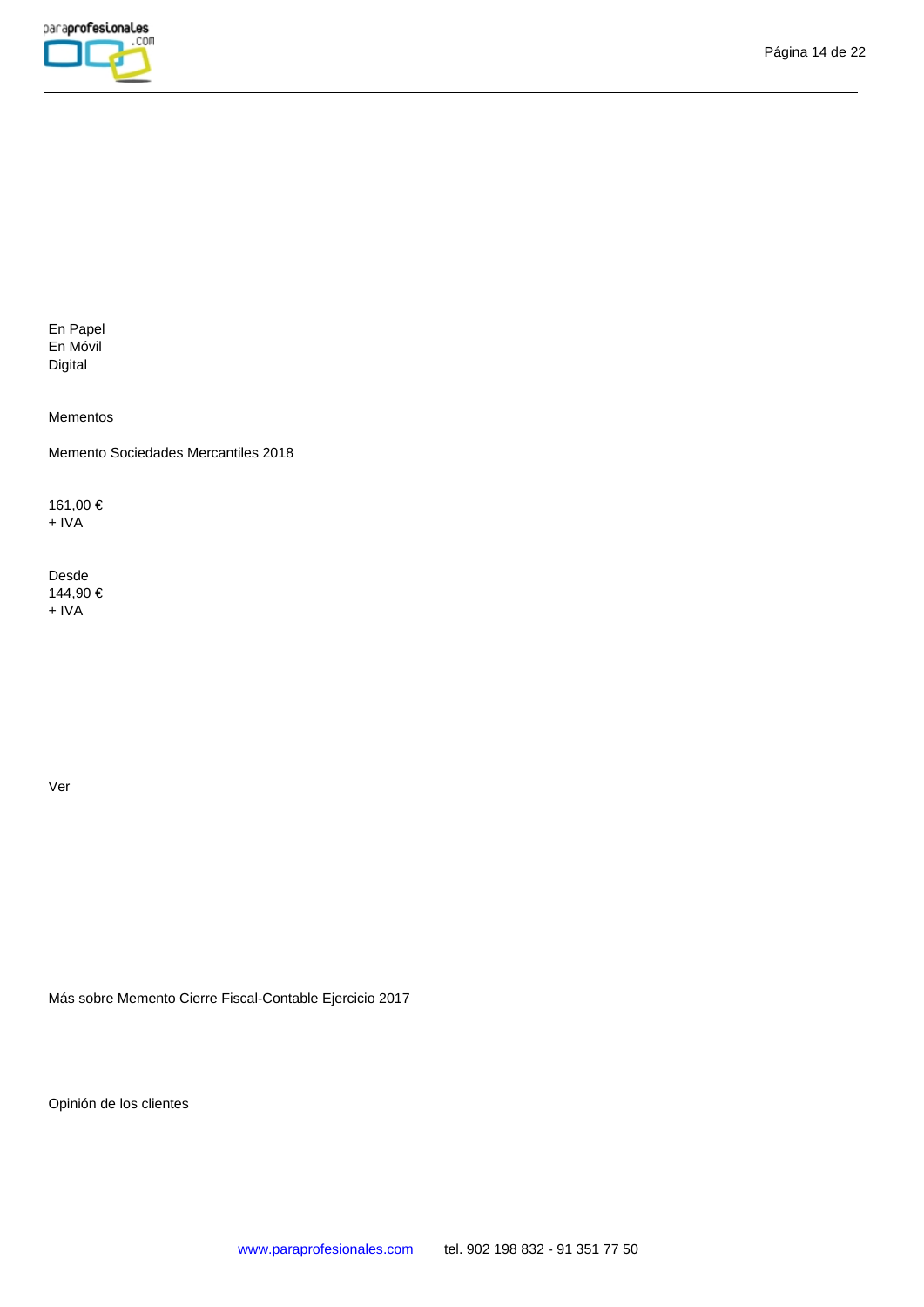En Papel
En Móvil
Digital

Mementos

Memento Sociedades Mercantiles 2018

161,00 €
+ IVA

Desde
144,90 €
+ IVA

Ver

Más sobre Memento Cierre Fiscal-Contable Ejercicio 2017

Opinión de los clientes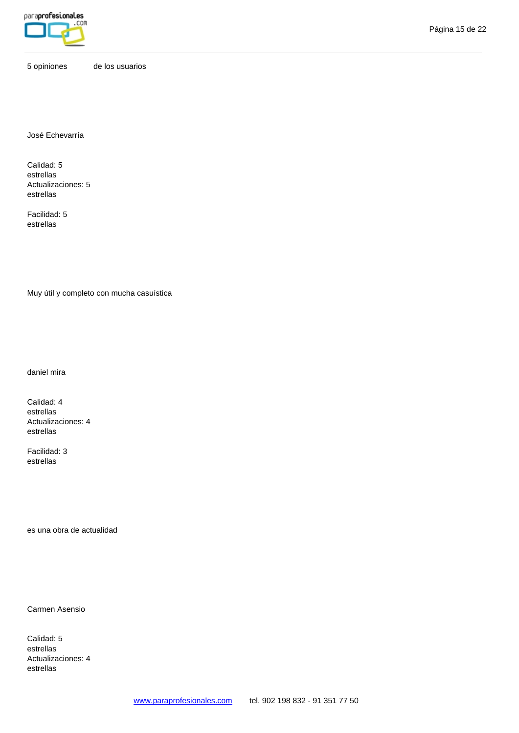5 opiniones de los usuarios

José Echevarría

Calidad: 5 estrellas
Actualizaciones: 5 estrellas

Facilidad: 5 estrellas

Muy útil y completo con mucha casuística

daniel mira

Calidad: 4 estrellas
Actualizaciones: 4 estrellas

Facilidad: 3 estrellas

es una obra de actualidad

Carmen Asensio

Calidad: 5 estrellas
Actualizaciones: 4 estrellas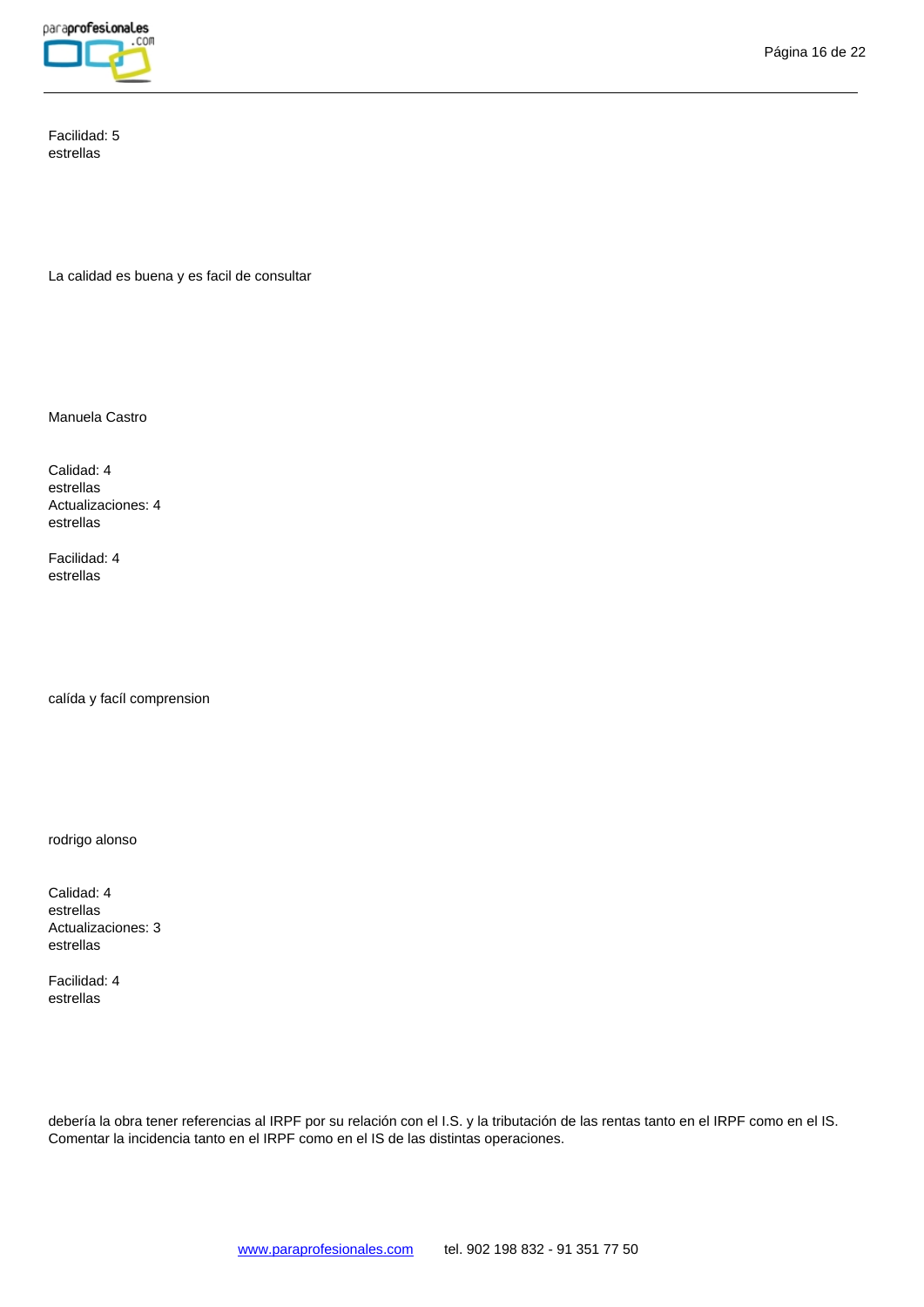Facilidad: 5
estrellas

La calidad es buena y es facil de consultar

Manuela Castro

Calidad: 4
estrellas
Actualizaciones: 4
estrellas

Facilidad: 4
estrellas

calída y facíl comprension

rodrigo alonso

Calidad: 4
estrellas
Actualizaciones: 3
estrellas

Facilidad: 4
estrellas

debería la obra tener referencias al IRPF por su relación con el I.S. y la tributación de las rentas tanto en el IRPF como en el IS. Comentar la incidencia tanto en el IRPF como en el IS de las distintas operaciones.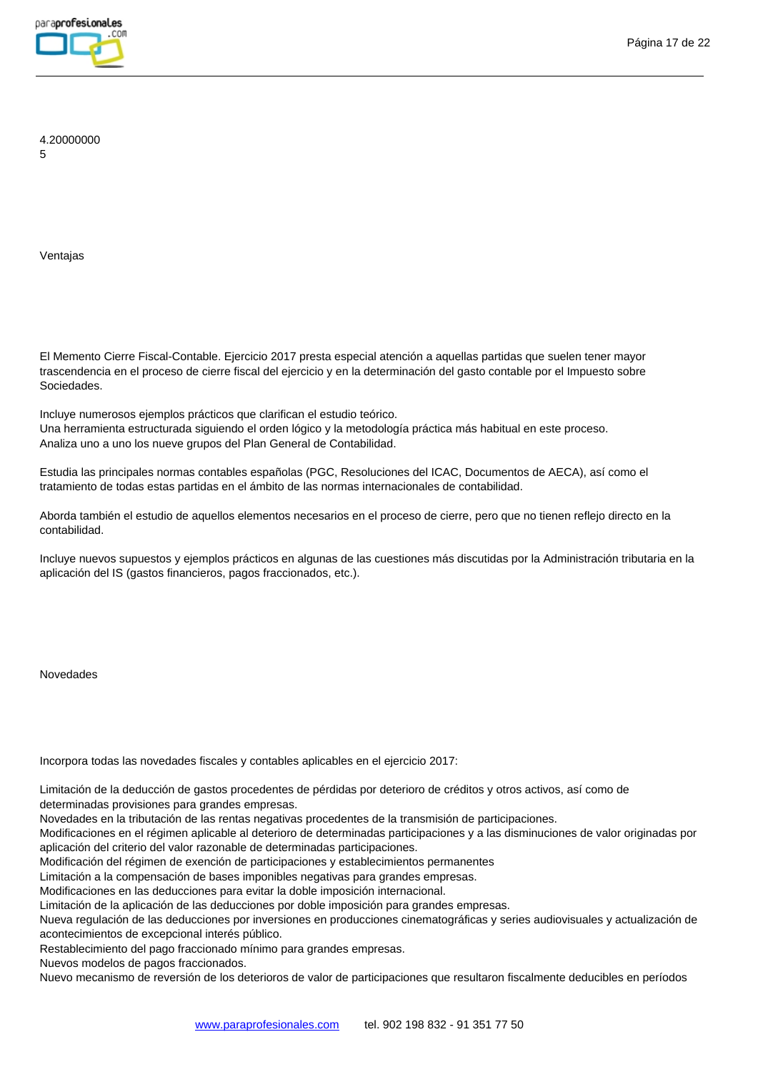4.20000000
5

## Ventajas

El Memento Cierre Fiscal-Contable. Ejercicio 2017 presta especial atención a aquellas partidas que suelen tener mayor trascendencia en el proceso de cierre fiscal del ejercicio y en la determinación del gasto contable por el Impuesto sobre Sociedades.

Incluye numerosos ejemplos prácticos que clarifican el estudio teórico.
Una herramienta estructurada siguiendo el orden lógico y la metodología práctica más habitual en este proceso.
Analiza uno a uno los nueve grupos del Plan General de Contabilidad.

Estudia las principales normas contables españolas (PGC, Resoluciones del ICAC, Documentos de AECA), así como el tratamiento de todas estas partidas en el ámbito de las normas internacionales de contabilidad.

Aborda también el estudio de aquellos elementos necesarios en el proceso de cierre, pero que no tienen reflejo directo en la contabilidad.

Incluye nuevos supuestos y ejemplos prácticos en algunas de las cuestiones más discutidas por la Administración tributaria en la aplicación del IS (gastos financieros, pagos fraccionados, etc.).

## Novedades

Incorpora todas las novedades fiscales y contables aplicables en el ejercicio 2017:

Limitación de la deducción de gastos procedentes de pérdidas por deterioro de créditos y otros activos, así como de determinadas provisiones para grandes empresas.
Novedades en la tributación de las rentas negativas procedentes de la transmisión de participaciones.
Modificaciones en el régimen aplicable al deterioro de determinadas participaciones y a las disminuciones de valor originadas por aplicación del criterio del valor razonable de determinadas participaciones.
Modificación del régimen de exención de participaciones y establecimientos permanentes
Limitación a la compensación de bases imponibles negativas para grandes empresas.
Modificaciones en las deducciones para evitar la doble imposición internacional.
Limitación de la aplicación de las deducciones por doble imposición para grandes empresas.
Nueva regulación de las deducciones por inversiones en producciones cinematográficas y series audiovisuales y actualización de acontecimientos de excepcional interés público.
Restablecimiento del pago fraccionado mínimo para grandes empresas.
Nuevos modelos de pagos fraccionados.
Nuevo mecanismo de reversión de los deterioros de valor de participaciones que resultaron fiscalmente deducibles en períodos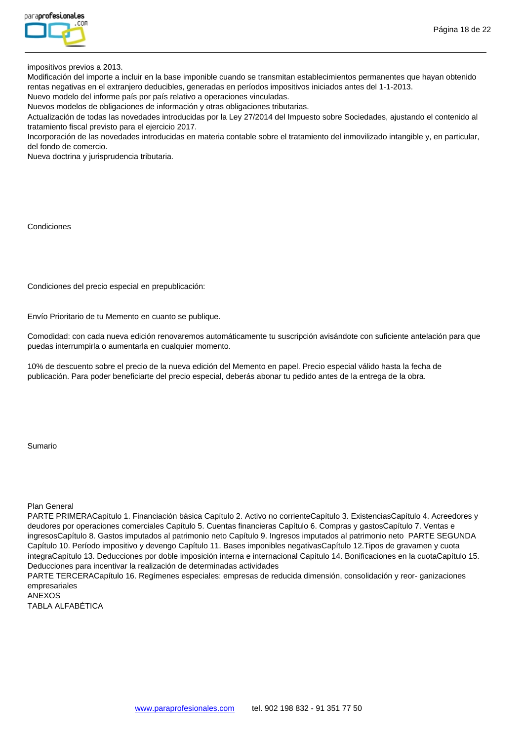impositivos previos a 2013.

Modificación del importe a incluir en la base imponible cuando se transmitan establecimientos permanentes que hayan obtenido rentas negativas en el extranjero deducibles, generadas en períodos impositivos iniciados antes del 1-1-2013.

Nuevo modelo del informe país por país relativo a operaciones vinculadas.

Nuevos modelos de obligaciones de información y otras obligaciones tributarias.

Actualización de todas las novedades introducidas por la Ley 27/2014 del Impuesto sobre Sociedades, ajustando el contenido al tratamiento fiscal previsto para el ejercicio 2017.

Incorporación de las novedades introducidas en materia contable sobre el tratamiento del inmovilizado intangible y, en particular, del fondo de comercio.

Nueva doctrina y jurisprudencia tributaria.

## Condiciones

Condiciones del precio especial en prepublicación:

Envío Prioritario de tu Memento en cuanto se publique.

Comodidad: con cada nueva edición renovaremos automáticamente tu suscripción avisándote con suficiente antelación para que puedas interrumpirla o aumentarla en cualquier momento.

10% de descuento sobre el precio de la nueva edición del Memento en papel. Precio especial válido hasta la fecha de publicación. Para poder beneficiarte del precio especial, deberás abonar tu pedido antes de la entrega de la obra.

## Sumario

Plan General

PARTE PRIMERACapítulo 1. Financiación básica Capítulo 2. Activo no corrienteCapítulo 3. ExistenciasCapítulo 4. Acreedores y deudores por operaciones comerciales Capítulo 5. Cuentas financieras Capítulo 6. Compras y gastosCapítulo 7. Ventas e ingresosCapítulo 8. Gastos imputados al patrimonio neto Capítulo 9. Ingresos imputados al patrimonio neto  PARTE SEGUNDA Capítulo 10. Período impositivo y devengo Capítulo 11. Bases imponibles negativasCapítulo 12.Tipos de gravamen y cuota íntegraCapítulo 13. Deducciones por doble imposición interna e internacional Capítulo 14. Bonificaciones en la cuotaCapítulo 15. Deducciones para incentivar la realización de determinadas actividades

PARTE TERCERACapítulo 16. Regímenes especiales: empresas de reducida dimensión, consolidación y reor- ganizaciones empresariales

ANEXOS

TABLA ALFABÉTICA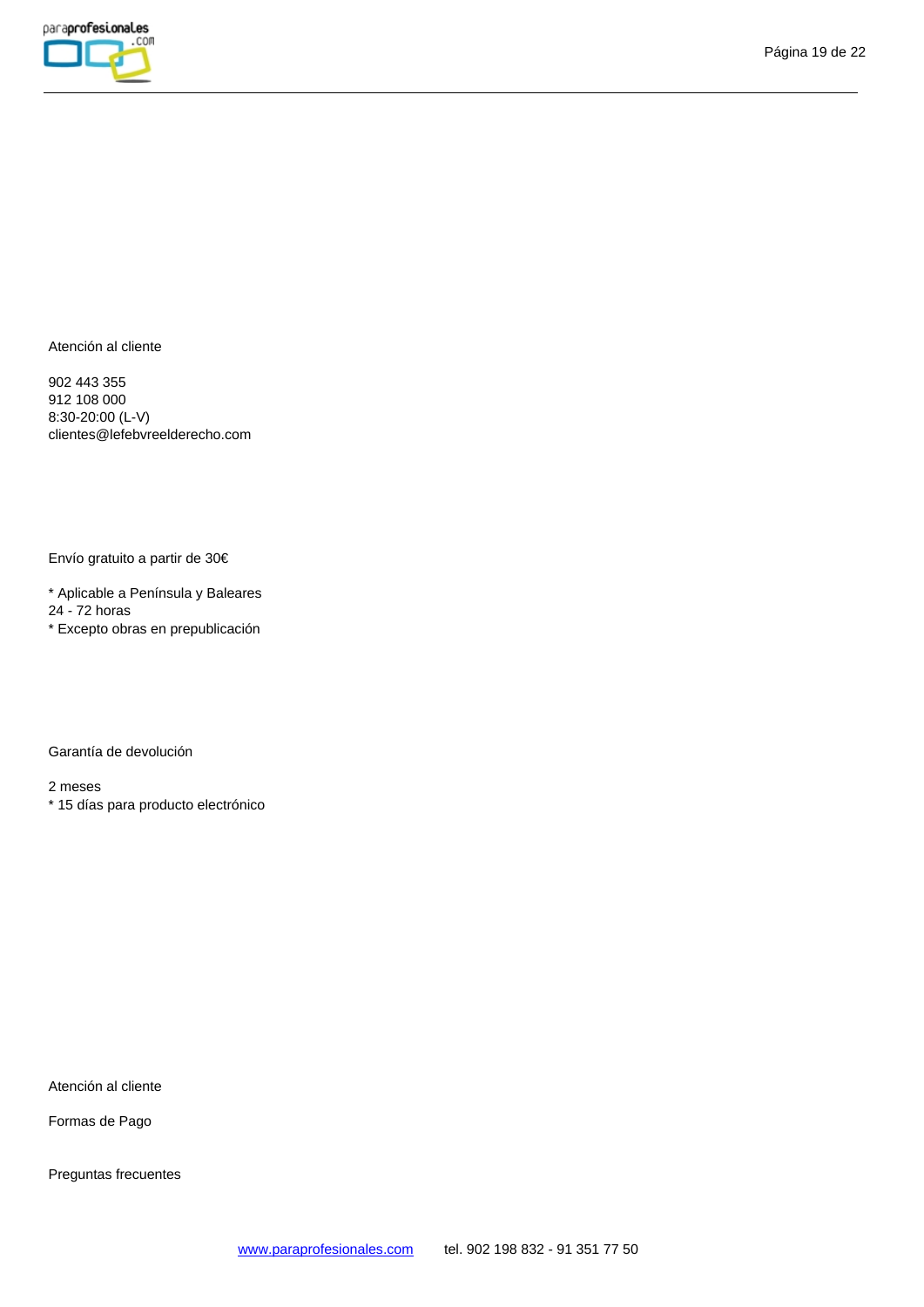Atención al cliente

902 443 355
912 108 000
8:30-20:00 (L-V)
clientes@lefebvreelderecho.com

Envío gratuito a partir de 30€

* Aplicable a Península y Baleares
24 - 72 horas
* Excepto obras en prepublicación

Garantía de devolución

2 meses
* 15 días para producto electrónico

Atención al cliente

Formas de Pago

Preguntas frecuentes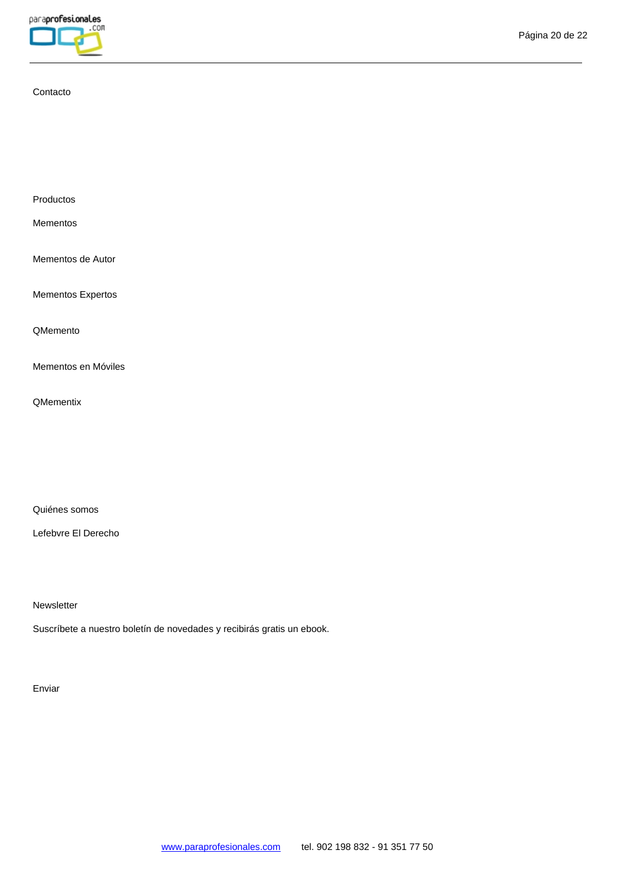Contacto

Productos

Mementos

Mementos de Autor

Mementos Expertos

QMemento

Mementos en Móviles

QMementix

Quiénes somos

Lefebvre El Derecho

Newsletter

Suscríbete a nuestro boletín de novedades y recibirás gratis un ebook.

Enviar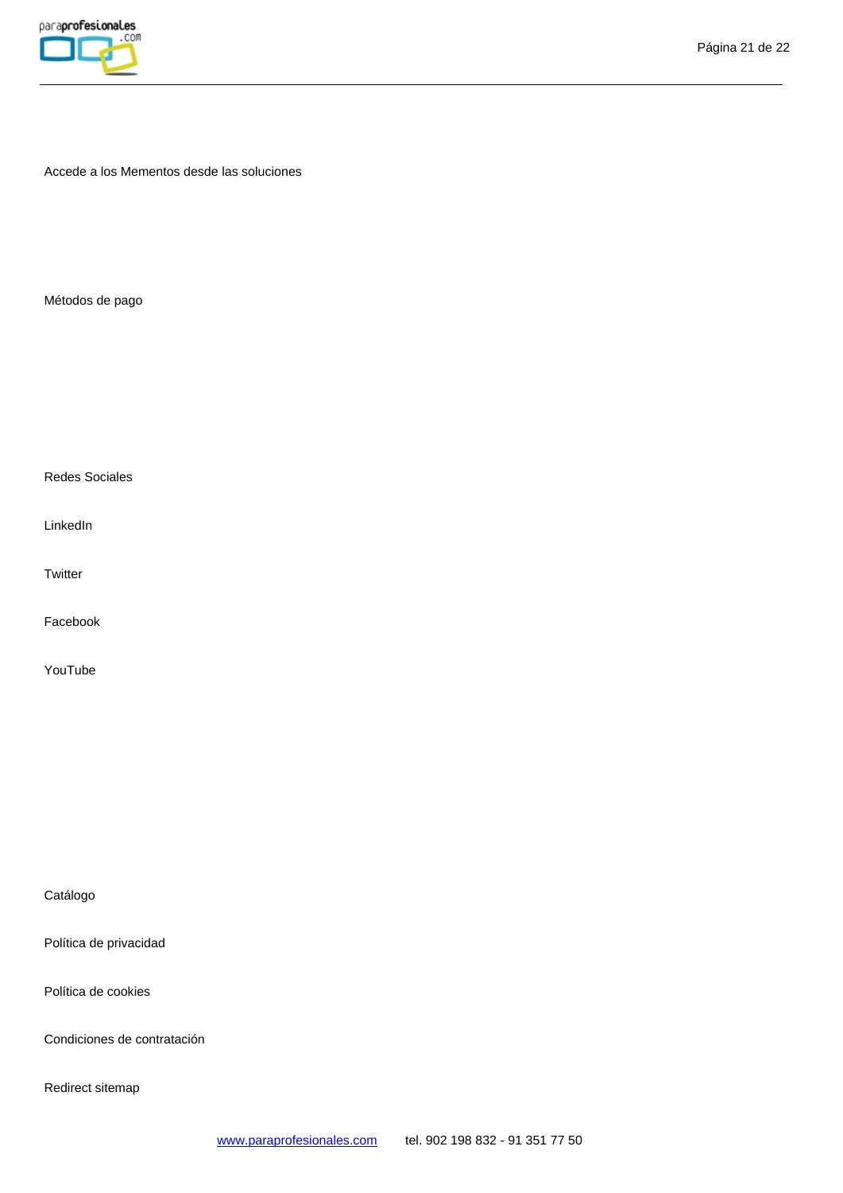Accede a los Mementos desde las soluciones

Métodos de pago

Redes Sociales

LinkedIn

Twitter

Facebook

YouTube

Catálogo

Política de privacidad

Política de cookies

Condiciones de contratación

Redirect sitemap

www.paraprofesionales.com tel. 902 198 832 - 91 351 77 50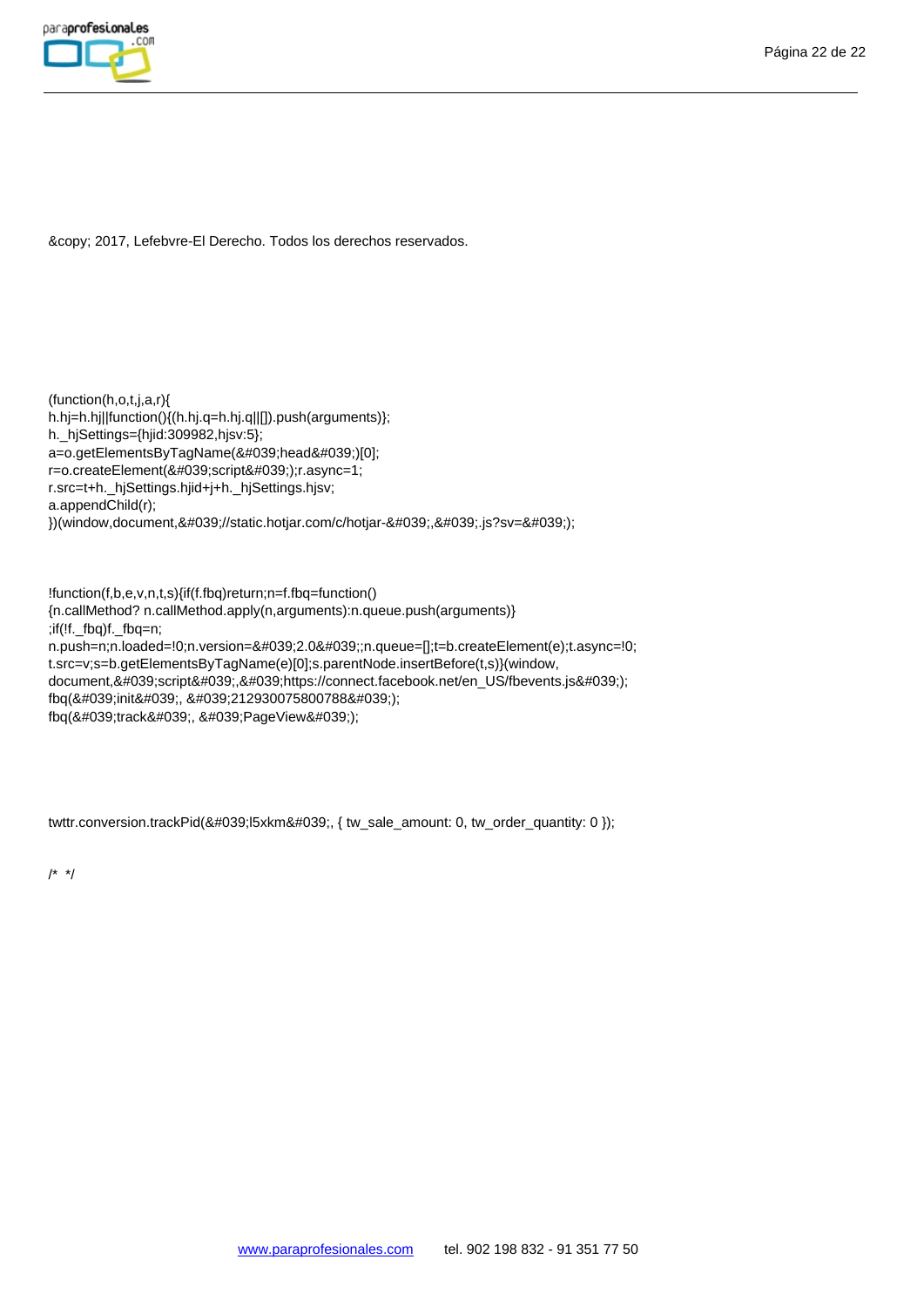&copy; 2017, Lefebvre-El Derecho. Todos los derechos reservados.

```
(function(h,o,t,j,a,r){
h.hj=h.hj||function(){(h.hj.q=h.hj.q||[]).push(arguments)};
h._hjSettings={hjid:309982,hjsv:5};
a=o.getElementsByTagName(&#039;head&#039;)[0];
r=o.createElement(&#039;script&#039;);r.async=1;
r.src=t+h._hjSettings.hjid+j+h._hjSettings.hjsv;
a.appendChild(r);
})(window,document,&#039;//static.hotjar.com/c/hotjar-&#039;,&#039;.js?sv=&#039;);
```

```
!function(f,b,e,v,n,t,s){if(f.fbq)return;n=f.fbq=function()
{n.callMethod? n.callMethod.apply(n,arguments):n.queue.push(arguments)}
;if(!f._fbq)f._fbq=n;
n.push=n;n.loaded=!0;n.version=&#039;2.0&#039;;n.queue=[];t=b.createElement(e);t.async=!0;
t.src=v;s=b.getElementsByTagName(e)[0];s.parentNode.insertBefore(t,s)}(window,
document,&#039;script&#039;,&#039;https://connect.facebook.net/en_US/fbevents.js&#039;);
fbq(&#039;init&#039;, &#039;212930075800788&#039;);
fbq(&#039;track&#039;, &#039;PageView&#039;);
```

```
twttr.conversion.trackPid(&#039;l5xkm&#039;, { tw_sale_amount: 0, tw_order_quantity: 0 });
```

```
/* */
```

www.paraprofesionales.com tel. 902 198 832 - 91 351 77 50